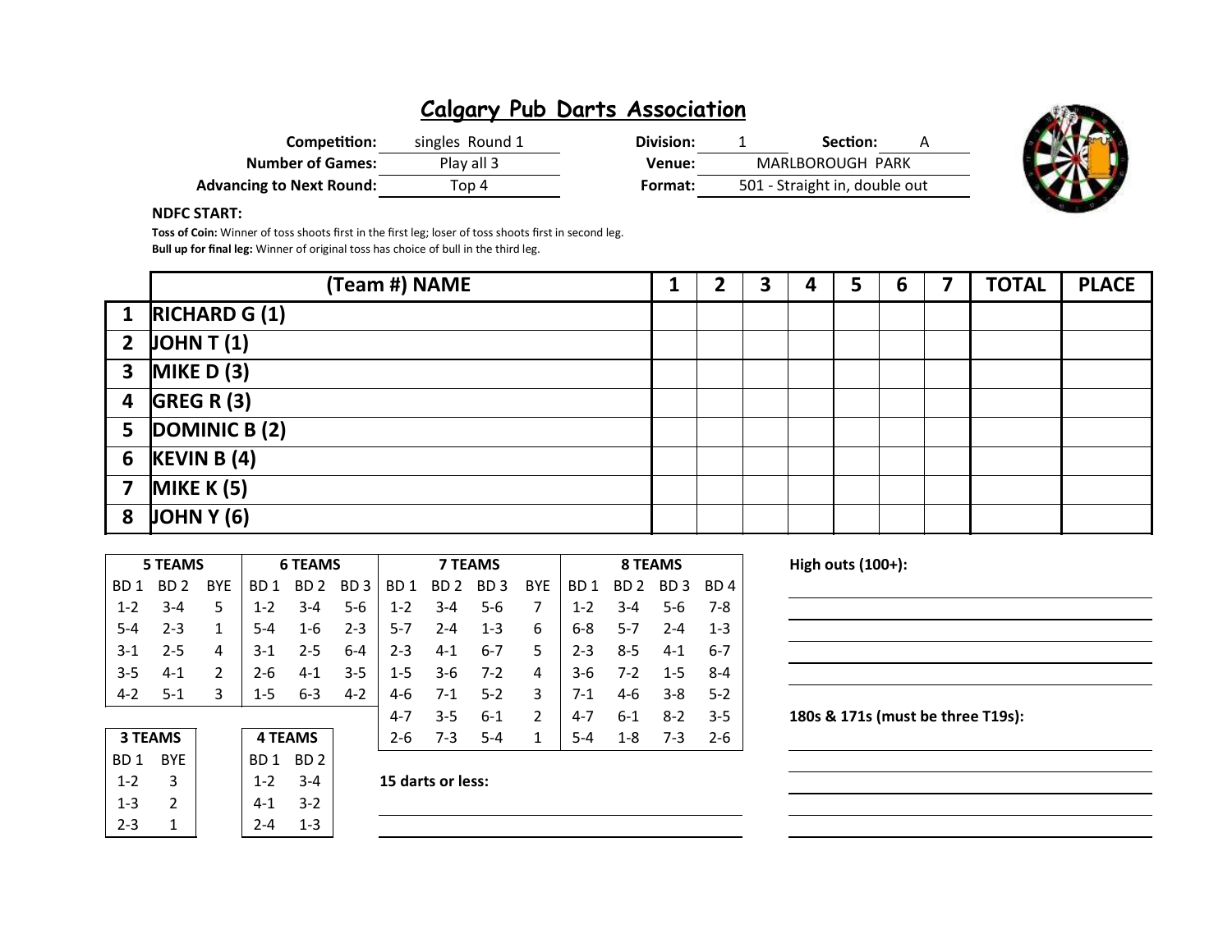# Calgary Pub Darts Association

| | | | |
|---|---|---|---|
| **Competition:** | singles Round 1 | **Division:** | 1 **Section:** A |
| **Number of Games:** | Play all 3 | **Venue:** | MARLBOROUGH PARK |
| **Advancing to Next Round:** | Top 4 | **Format:** | 501 - Straight in, double out |

**NDFC START:**

**Toss of Coin:** Winner of toss shoots first in the first leg; loser of toss shoots first in second leg.
**Bull up for final leg:** Winner of original toss has choice of bull in the third leg.

| | (Team #) NAME | 1 | 2 | 3 | 4 | 5 | 6 | 7 | TOTAL | PLACE |
|---|---|---|---|---|---|---|---|---|---|---|
| 1 | RICHARD G (1) | | | | | | | | | |
| 2 | JOHN T (1) | | | | | | | | | |
| 3 | MIKE D (3) | | | | | | | | | |
| 4 | GREG R (3) | | | | | | | | | |
| 5 | DOMINIC B (2) | | | | | | | | | |
| 6 | KEVIN B (4) | | | | | | | | | |
| 7 | MIKE K (5) | | | | | | | | | |
| 8 | JOHN Y (6) | | | | | | | | | |

| 5 TEAMS | | | 6 TEAMS | | | 7 TEAMS | | | | 8 TEAMS | | | |
|---|---|---|---|---|---|---|---|---|---|---|---|---|---|
| BD 1 | BD 2 | BYE | BD 1 | BD 2 | BD 3 | BD 1 | BD 2 | BD 3 | BYE | BD 1 | BD 2 | BD 3 | BD 4 |
| 1-2 | 3-4 | 5 | 1-2 | 3-4 | 5-6 | 1-2 | 3-4 | 5-6 | 7 | 1-2 | 3-4 | 5-6 | 7-8 |
| 5-4 | 2-3 | 1 | 5-4 | 1-6 | 2-3 | 5-7 | 2-4 | 1-3 | 6 | 6-8 | 5-7 | 2-4 | 1-3 |
| 3-1 | 2-5 | 4 | 3-1 | 2-5 | 6-4 | 2-3 | 4-1 | 6-7 | 5 | 2-3 | 8-5 | 4-1 | 6-7 |
| 3-5 | 4-1 | 2 | 2-6 | 4-1 | 3-5 | 1-5 | 3-6 | 7-2 | 4 | 3-6 | 7-2 | 1-5 | 8-4 |
| 4-2 | 5-1 | 3 | 1-5 | 6-3 | 4-2 | 4-6 | 7-1 | 5-2 | 3 | 7-1 | 4-6 | 3-8 | 5-2 |
| | | | | | | 4-7 | 3-5 | 6-1 | 2 | 4-7 | 6-1 | 8-2 | 3-5 |
| | | | | | | 2-6 | 7-3 | 5-4 | 1 | 5-4 | 1-8 | 7-3 | 2-6 |

| 3 TEAMS | |
|---|---|
| BD 1 | BYE |
| 1-2 | 3 |
| 1-3 | 2 |
| 2-3 | 1 |

| 4 TEAMS | |
|---|---|
| BD 1 | BD 2 |
| 1-2 | 3-4 |
| 4-1 | 3-2 |
| 2-4 | 1-3 |

**15 darts or less:**

**High outs (100+):**

**180s & 171s (must be three T19s):**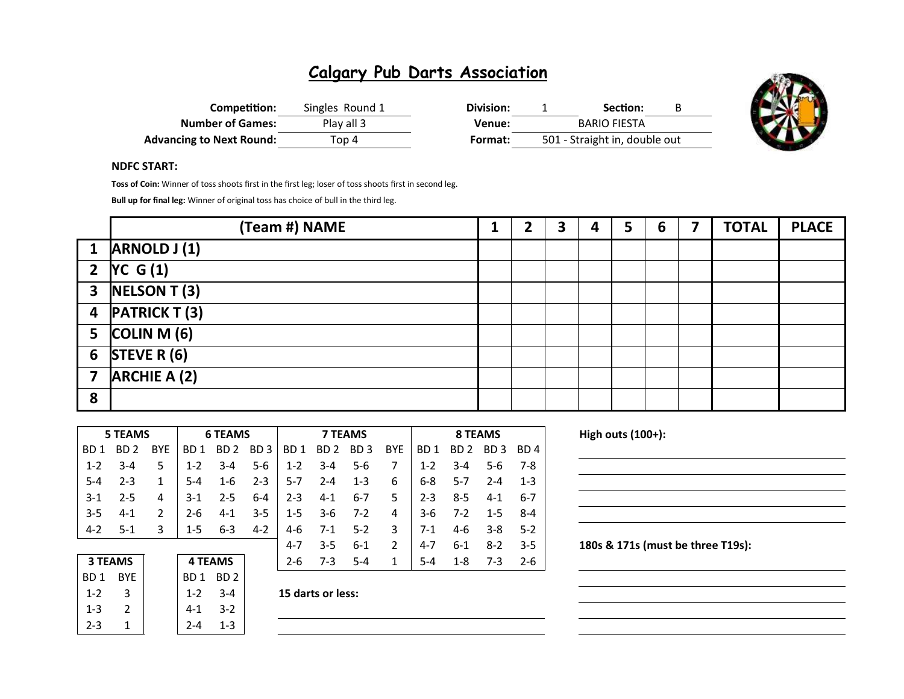# Calgary Pub Darts Association

| | | | | | |
|---|---|---|---|---|---|
| **Competition:** | Singles Round 1 | **Division:** | 1 | **Section:** | B |
| **Number of Games:** | Play all 3 | **Venue:** | BARIO FIESTA | | |
| **Advancing to Next Round:** | Top 4 | **Format:** | 501 - Straight in, double out | | |

**NDFC START:**

**Toss of Coin:** Winner of toss shoots first in the first leg; loser of toss shoots first in second leg.

**Bull up for final leg:** Winner of original toss has choice of bull in the third leg.

| | (Team #) NAME | 1 | 2 | 3 | 4 | 5 | 6 | 7 | TOTAL | PLACE |
|---|---|---|---|---|---|---|---|---|---|---|
| 1 | ARNOLD J (1) | | | | | | | | | |
| 2 | YC G (1) | | | | | | | | | |
| 3 | NELSON T (3) | | | | | | | | | |
| 4 | PATRICK T (3) | | | | | | | | | |
| 5 | COLIN M (6) | | | | | | | | | |
| 6 | STEVE R (6) | | | | | | | | | |
| 7 | ARCHIE A (2) | | | | | | | | | |
| 8 | | | | | | | | | | |

| 5 TEAMS | | | 6 TEAMS | | | 7 TEAMS | | | | 8 TEAMS | | | |
|---|---|---|---|---|---|---|---|---|---|---|---|---|---|
| BD 1 | BD 2 | BYE | BD 1 | BD 2 | BD 3 | BD 1 | BD 2 | BD 3 | BYE | BD 1 | BD 2 | BD 3 | BD 4 |
| 1-2 | 3-4 | 5 | 1-2 | 3-4 | 5-6 | 1-2 | 3-4 | 5-6 | 7 | 1-2 | 3-4 | 5-6 | 7-8 |
| 5-4 | 2-3 | 1 | 5-4 | 1-6 | 2-3 | 5-7 | 2-4 | 1-3 | 6 | 6-8 | 5-7 | 2-4 | 1-3 |
| 3-1 | 2-5 | 4 | 3-1 | 2-5 | 6-4 | 2-3 | 4-1 | 6-7 | 5 | 2-3 | 8-5 | 4-1 | 6-7 |
| 3-5 | 4-1 | 2 | 2-6 | 4-1 | 3-5 | 1-5 | 3-6 | 7-2 | 4 | 3-6 | 7-2 | 1-5 | 8-4 |
| 4-2 | 5-1 | 3 | 1-5 | 6-3 | 4-2 | 4-6 | 7-1 | 5-2 | 3 | 7-1 | 4-6 | 3-8 | 5-2 |
| | | | | | | 4-7 | 3-5 | 6-1 | 2 | 4-7 | 6-1 | 8-2 | 3-5 |
| | | | | | | 2-6 | 7-3 | 5-4 | 1 | 5-4 | 1-8 | 7-3 | 2-6 |

| 3 TEAMS | |
|---|---|
| BD 1 | BYE |
| 1-2 | 3 |
| 1-3 | 2 |
| 2-3 | 1 |

| 4 TEAMS | |
|---|---|
| BD 1 | BD 2 |
| 1-2 | 3-4 |
| 4-1 | 3-2 |
| 2-4 | 1-3 |

**15 darts or less:**

**High outs (100+):**

**180s & 171s (must be three T19s):**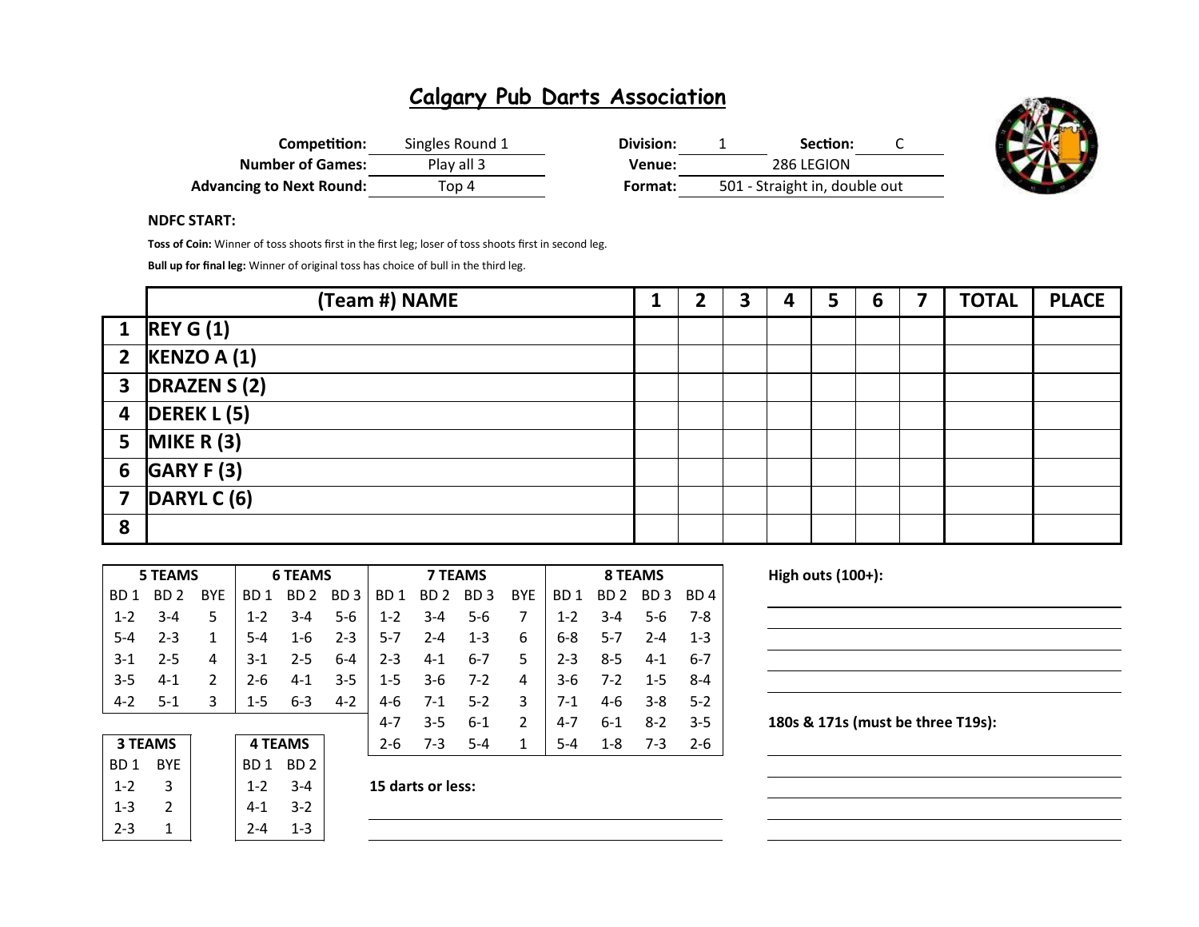# Calgary Pub Darts Association

| | | | | | |
|---|---|---|---|---|---|
| **Competition:** | Singles Round 1 | **Division:** | 1 | **Section:** | C |
| **Number of Games:** | Play all 3 | **Venue:** | 286 LEGION | | |
| **Advancing to Next Round:** | Top 4 | **Format:** | 501 - Straight in, double out | | |

**NDFC START:**

**Toss of Coin:** Winner of toss shoots first in the first leg; loser of toss shoots first in second leg.

**Bull up for final leg:** Winner of original toss has choice of bull in the third leg.

| | (Team #) NAME | 1 | 2 | 3 | 4 | 5 | 6 | 7 | TOTAL | PLACE |
|---|---|---|---|---|---|---|---|---|---|---|
| 1 | REY G (1) | | | | | | | | | |
| 2 | KENZO A (1) | | | | | | | | | |
| 3 | DRAZEN S (2) | | | | | | | | | |
| 4 | DEREK L (5) | | | | | | | | | |
| 5 | MIKE R (3) | | | | | | | | | |
| 6 | GARY F (3) | | | | | | | | | |
| 7 | DARYL C (6) | | | | | | | | | |
| 8 | | | | | | | | | | |

| 5 TEAMS | | | 6 TEAMS | | | 7 TEAMS | | | | 8 TEAMS | | | |
|---|---|---|---|---|---|---|---|---|---|---|---|---|---|
| BD 1 | BD 2 | BYE | BD 1 | BD 2 | BD 3 | BD 1 | BD 2 | BD 3 | BYE | BD 1 | BD 2 | BD 3 | BD 4 |
| 1-2 | 3-4 | 5 | 1-2 | 3-4 | 5-6 | 1-2 | 3-4 | 5-6 | 7 | 1-2 | 3-4 | 5-6 | 7-8 |
| 5-4 | 2-3 | 1 | 5-4 | 1-6 | 2-3 | 5-7 | 2-4 | 1-3 | 6 | 6-8 | 5-7 | 2-4 | 1-3 |
| 3-1 | 2-5 | 4 | 3-1 | 2-5 | 6-4 | 2-3 | 4-1 | 6-7 | 5 | 2-3 | 8-5 | 4-1 | 6-7 |
| 3-5 | 4-1 | 2 | 2-6 | 4-1 | 3-5 | 1-5 | 3-6 | 7-2 | 4 | 3-6 | 7-2 | 1-5 | 8-4 |
| 4-2 | 5-1 | 3 | 1-5 | 6-3 | 4-2 | 4-6 | 7-1 | 5-2 | 3 | 7-1 | 4-6 | 3-8 | 5-2 |
| | | | | | | 4-7 | 3-5 | 6-1 | 2 | 4-7 | 6-1 | 8-2 | 3-5 |
| | | | | | | 2-6 | 7-3 | 5-4 | 1 | 5-4 | 1-8 | 7-3 | 2-6 |

| 3 TEAMS | |
|---|---|
| BD 1 | BYE |
| 1-2 | 3 |
| 1-3 | 2 |
| 2-3 | 1 |

| 4 TEAMS | |
|---|---|
| BD 1 | BD 2 |
| 1-2 | 3-4 |
| 4-1 | 3-2 |
| 2-4 | 1-3 |

**15 darts or less:**

**High outs (100+):**

**180s & 171s (must be three T19s):**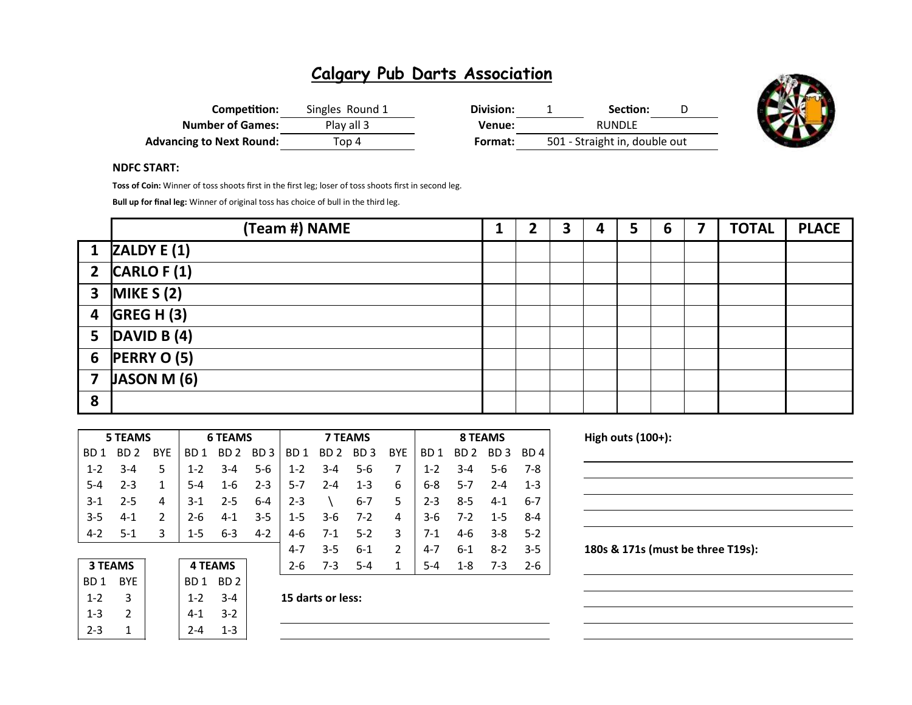# Calgary Pub Darts Association

**Competition:** Singles Round 1 **Division:** 1 **Section:** D

**Number of Games:** Play all 3 **Venue:** RUNDLE

**Advancing to Next Round:** Top 4 **Format:** 501 - Straight in, double out

**NDFC START:**

**Toss of Coin:** Winner of toss shoots first in the first leg; loser of toss shoots first in second leg.

**Bull up for final leg:** Winner of original toss has choice of bull in the third leg.

| | (Team #) NAME | 1 | 2 | 3 | 4 | 5 | 6 | 7 | TOTAL | PLACE |
|---|---|---|---|---|---|---|---|---|---|---|
| 1 | ZALDY E (1) | | | | | | | | | |
| 2 | CARLO F (1) | | | | | | | | | |
| 3 | MIKE S (2) | | | | | | | | | |
| 4 | GREG H (3) | | | | | | | | | |
| 5 | DAVID B (4) | | | | | | | | | |
| 6 | PERRY O (5) | | | | | | | | | |
| 7 | JASON M (6) | | | | | | | | | |
| 8 | | | | | | | | | | |

| 5 TEAMS | | | 6 TEAMS | | | 7 TEAMS | | | | 8 TEAMS | | | |
|---|---|---|---|---|---|---|---|---|---|---|---|---|---|
| BD 1 | BD 2 | BYE | BD 1 | BD 2 | BD 3 | BD 1 | BD 2 | BD 3 | BYE | BD 1 | BD 2 | BD 3 | BD 4 |
| 1-2 | 3-4 | 5 | 1-2 | 3-4 | 5-6 | 1-2 | 3-4 | 5-6 | 7 | 1-2 | 3-4 | 5-6 | 7-8 |
| 5-4 | 2-3 | 1 | 5-4 | 1-6 | 2-3 | 5-7 | 2-4 | 1-3 | 6 | 6-8 | 5-7 | 2-4 | 1-3 |
| 3-1 | 2-5 | 4 | 3-1 | 2-5 | 6-4 | 2-3 | \ | 6-7 | 5 | 2-3 | 8-5 | 4-1 | 6-7 |
| 3-5 | 4-1 | 2 | 2-6 | 4-1 | 3-5 | 1-5 | 3-6 | 7-2 | 4 | 3-6 | 7-2 | 1-5 | 8-4 |
| 4-2 | 5-1 | 3 | 1-5 | 6-3 | 4-2 | 4-6 | 7-1 | 5-2 | 3 | 7-1 | 4-6 | 3-8 | 5-2 |
| | | | | | | 4-7 | 3-5 | 6-1 | 2 | 4-7 | 6-1 | 8-2 | 3-5 |
| | | | | | | 2-6 | 7-3 | 5-4 | 1 | 5-4 | 1-8 | 7-3 | 2-6 |

| 3 TEAMS | |
|---|---|
| BD 1 | BYE |
| 1-2 | 3 |
| 1-3 | 2 |
| 2-3 | 1 |

| 4 TEAMS | |
|---|---|
| BD 1 | BD 2 |
| 1-2 | 3-4 |
| 4-1 | 3-2 |
| 2-4 | 1-3 |

**15 darts or less:**

**High outs (100+):**

**180s & 171s (must be three T19s):**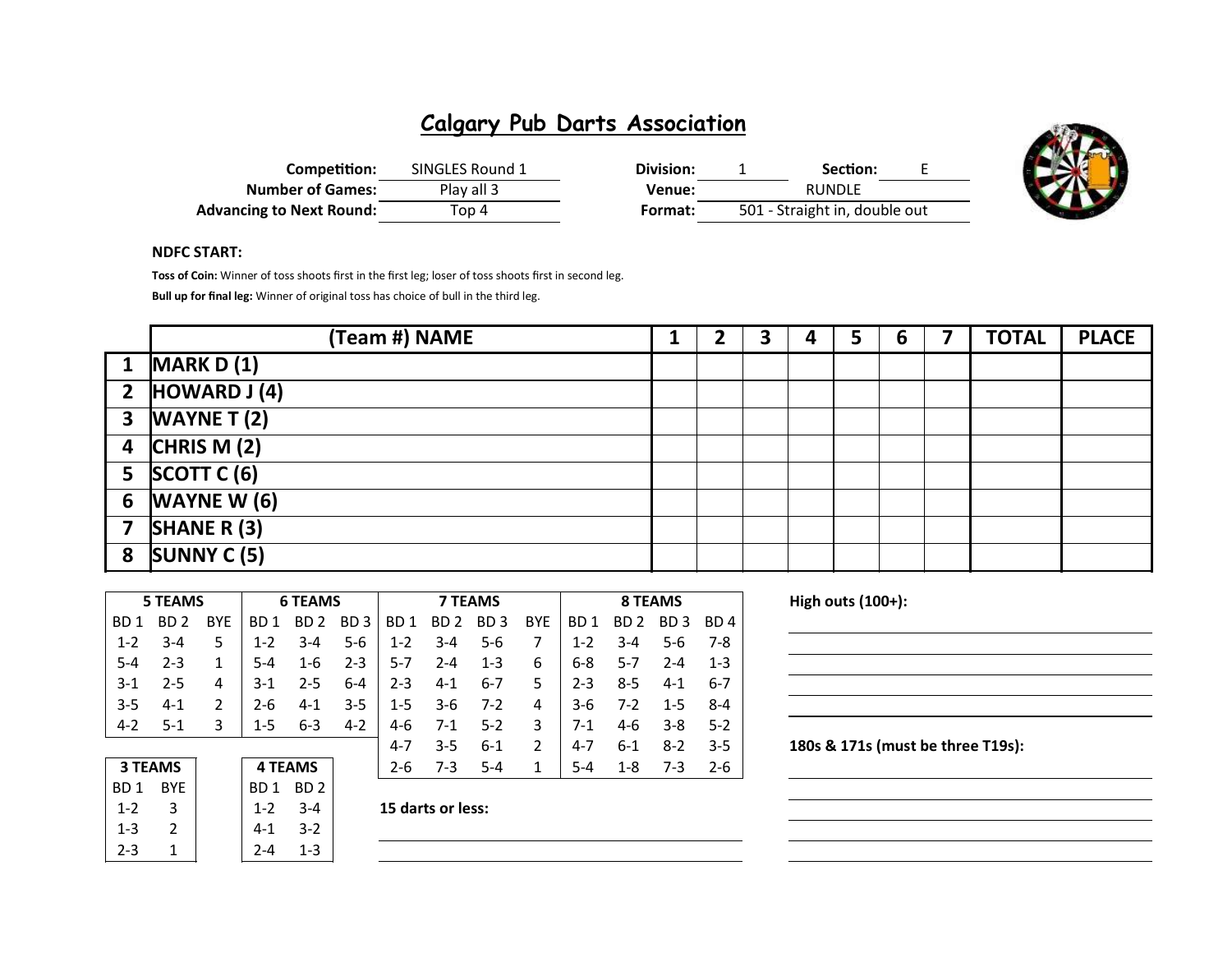# Calgary Pub Darts Association

| | | | |
|---|---|---|---|
| **Competition:** | SINGLES Round 1 | **Division:** | 1 |
| **Section:** | E | | |
| **Number of Games:** | Play all 3 | **Venue:** | RUNDLE |
| **Advancing to Next Round:** | Top 4 | **Format:** | 501 - Straight in, double out |

**NDFC START:**

**Toss of Coin:** Winner of toss shoots first in the first leg; loser of toss shoots first in second leg.

**Bull up for final leg:** Winner of original toss has choice of bull in the third leg.

| | (Team #) NAME | 1 | 2 | 3 | 4 | 5 | 6 | 7 | TOTAL | PLACE |
|---|---|---|---|---|---|---|---|---|---|---|
| 1 | MARK D (1) | | | | | | | | | |
| 2 | HOWARD J (4) | | | | | | | | | |
| 3 | WAYNE T (2) | | | | | | | | | |
| 4 | CHRIS M (2) | | | | | | | | | |
| 5 | SCOTT C (6) | | | | | | | | | |
| 6 | WAYNE W (6) | | | | | | | | | |
| 7 | SHANE R (3) | | | | | | | | | |
| 8 | SUNNY C (5) | | | | | | | | | |

| 5 TEAMS | | | 6 TEAMS | | | 7 TEAMS | | | | 8 TEAMS | | | |
|---|---|---|---|---|---|---|---|---|---|---|---|---|---|
| BD 1 | BD 2 | BYE | BD 1 | BD 2 | BD 3 | BD 1 | BD 2 | BD 3 | BYE | BD 1 | BD 2 | BD 3 | BD 4 |
| 1-2 | 3-4 | 5 | 1-2 | 3-4 | 5-6 | 1-2 | 3-4 | 5-6 | 7 | 1-2 | 3-4 | 5-6 | 7-8 |
| 5-4 | 2-3 | 1 | 5-4 | 1-6 | 2-3 | 5-7 | 2-4 | 1-3 | 6 | 6-8 | 5-7 | 2-4 | 1-3 |
| 3-1 | 2-5 | 4 | 3-1 | 2-5 | 6-4 | 2-3 | 4-1 | 6-7 | 5 | 2-3 | 8-5 | 4-1 | 6-7 |
| 3-5 | 4-1 | 2 | 2-6 | 4-1 | 3-5 | 1-5 | 3-6 | 7-2 | 4 | 3-6 | 7-2 | 1-5 | 8-4 |
| 4-2 | 5-1 | 3 | 1-5 | 6-3 | 4-2 | 4-6 | 7-1 | 5-2 | 3 | 7-1 | 4-6 | 3-8 | 5-2 |
| | | | | | | 4-7 | 3-5 | 6-1 | 2 | 4-7 | 6-1 | 8-2 | 3-5 |
| | | | | | | 2-6 | 7-3 | 5-4 | 1 | 5-4 | 1-8 | 7-3 | 2-6 |

| 3 TEAMS | |
|---|---|
| BD 1 | BYE |
| 1-2 | 3 |
| 1-3 | 2 |
| 2-3 | 1 |

| 4 TEAMS | |
|---|---|
| BD 1 | BD 2 |
| 1-2 | 3-4 |
| 4-1 | 3-2 |
| 2-4 | 1-3 |

**15 darts or less:**

**High outs (100+):**

**180s & 171s (must be three T19s):**